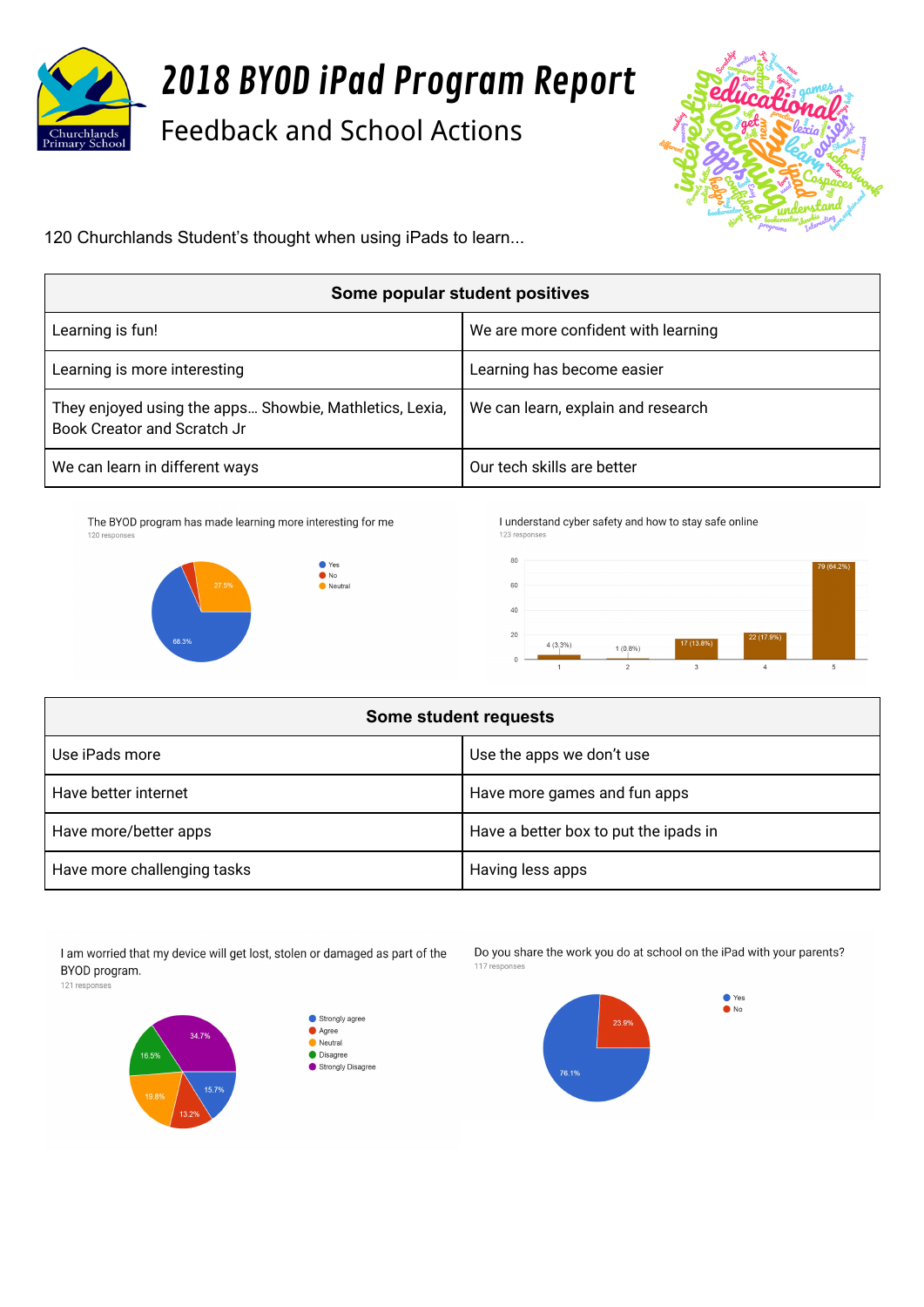# 2018 BYOD iPad Program Report

## Feedback and School Actions

120 Churchlands Student's thought when using iPads to learn...

| Some popular student positives | |
|---|---|
| Learning is fun! | We are more confident with learning |
| Learning is more interesting | Learning has become easier |
| They enjoyed using the apps… Showbie, Mathletics, Lexia, Book Creator and Scratch Jr | We can learn, explain and research |
| We can learn in different ways | Our tech skills are better |

The BYOD program has made learning more interesting for me
120 responses

- Yes: 68.3%
- No
- Neutral: 27.5%

I understand cyber safety and how to stay safe online
123 responses

| Rating | Responses |
|---|---|
| 1 | 4 (3.3%) |
| 2 | 1 (0.8%) |
| 3 | 17 (13.8%) |
| 4 | 22 (17.9%) |
| 5 | 79 (64.2%) |

| Some student requests | |
|---|---|
| Use iPads more | Use the apps we don't use |
| Have better internet | Have more games and fun apps |
| Have more/better apps | Have a better box to put the ipads in |
| Have more challenging tasks | Having less apps |

I am worried that my device will get lost, stolen or damaged as part of the BYOD program.
121 responses

- Strongly agree: 15.7%
- Agree: 13.2%
- Neutral: 19.8%
- Disagree: 16.5%
- Strongly Disagree: 34.7%

Do you share the work you do at school on the iPad with your parents?
117 responses

- Yes: 76.1%
- No: 23.9%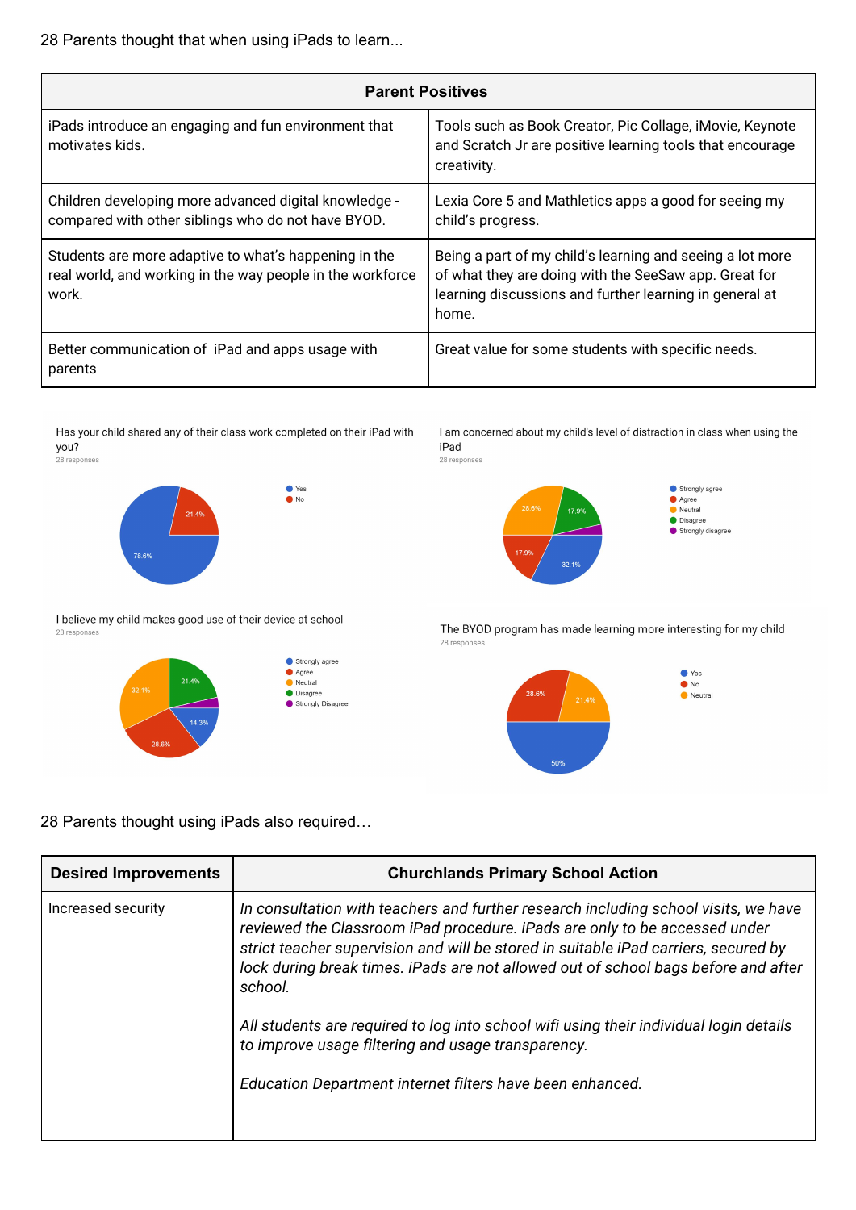28 Parents thought that when using iPads to learn...

| Parent Positives | |
|---|---|
| iPads introduce an engaging and fun environment that motivates kids. | Tools such as Book Creator, Pic Collage, iMovie, Keynote and Scratch Jr are positive learning tools that encourage creativity. |
| Children developing more advanced digital knowledge - compared with other siblings who do not have BYOD. | Lexia Core 5 and Mathletics apps a good for seeing my child's progress. |
| Students are more adaptive to what's happening in the real world, and working in the way people in the workforce work. | Being a part of my child's learning and seeing a lot more of what they are doing with the SeeSaw app. Great for learning discussions and further learning in general at home. |
| Better communication of iPad and apps usage with parents | Great value for some students with specific needs. |

Has your child shared any of their class work completed on their iPad with you?
28 responses

- Yes: 78.6%
- No: 21.4%

I am concerned about my child's level of distraction in class when using the iPad
28 responses

- Strongly agree: 32.1%
- Agree: 17.9%
- Neutral: 28.6%
- Disagree: 17.9%
- Strongly disagree

I believe my child makes good use of their device at school
28 responses

- Strongly agree: 14.3%
- Agree: 28.6%
- Neutral: 32.1%
- Disagree: 21.4%
- Strongly Disagree

The BYOD program has made learning more interesting for my child
28 responses

- Yes: 50%
- No: 28.6%
- Neutral: 21.4%

28 Parents thought using iPads also required…

| Desired Improvements | Churchlands Primary School Action |
|---|---|
| Increased security | *In consultation with teachers and further research including school visits, we have reviewed the Classroom iPad procedure. iPads are only to be accessed under strict teacher supervision and will be stored in suitable iPad carriers, secured by lock during break times. iPads are not allowed out of school bags before and after school.*<br><br>*All students are required to log into school wifi using their individual login details to improve usage filtering and usage transparency.*<br><br>*Education Department internet filters have been enhanced.* |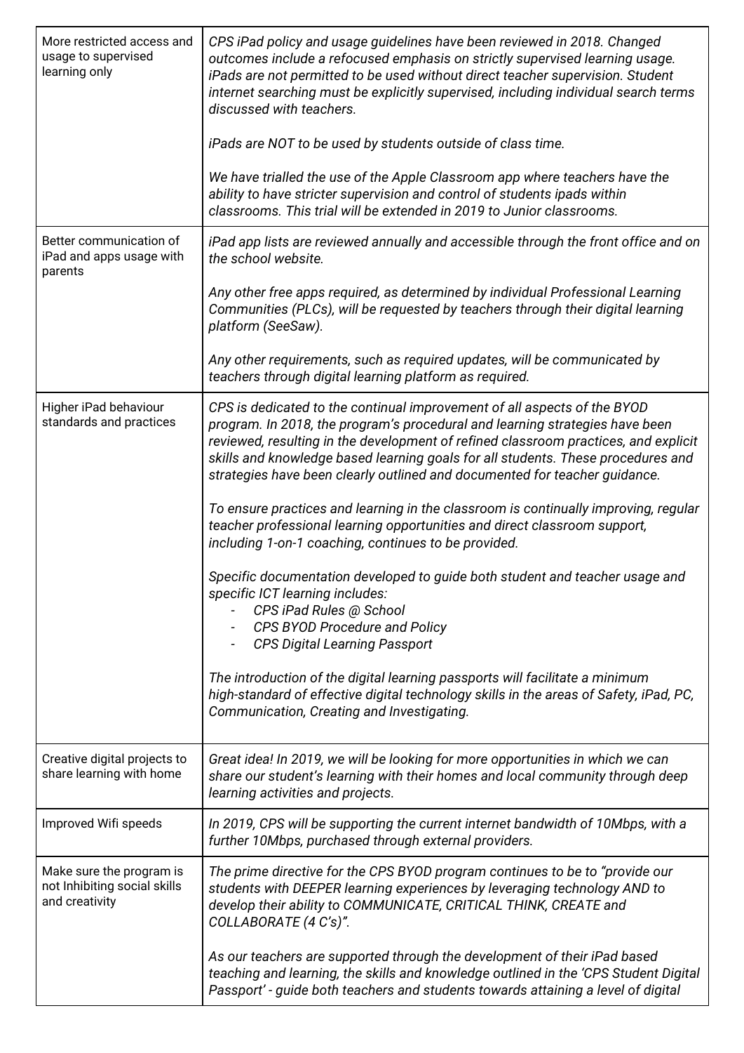| | |
|---|---|
| More restricted access and usage to supervised learning only | *CPS iPad policy and usage guidelines have been reviewed in 2018. Changed outcomes include a refocused emphasis on strictly supervised learning usage. iPads are not permitted to be used without direct teacher supervision. Student internet searching must be explicitly supervised, including individual search terms discussed with teachers.*<br><br>*iPads are NOT to be used by students outside of class time.*<br><br>*We have trialled the use of the Apple Classroom app where teachers have the ability to have stricter supervision and control of students ipads within classrooms. This trial will be extended in 2019 to Junior classrooms.* |
| Better communication of iPad and apps usage with parents | *iPad app lists are reviewed annually and accessible through the front office and on the school website.*<br><br>*Any other free apps required, as determined by individual Professional Learning Communities (PLCs), will be requested by teachers through their digital learning platform (SeeSaw).*<br><br>*Any other requirements, such as required updates, will be communicated by teachers through digital learning platform as required.* |
| Higher iPad behaviour standards and practices | *CPS is dedicated to the continual improvement of all aspects of the BYOD program. In 2018, the program's procedural and learning strategies have been reviewed, resulting in the development of refined classroom practices, and explicit skills and knowledge based learning goals for all students. These procedures and strategies have been clearly outlined and documented for teacher guidance.*<br><br>*To ensure practices and learning in the classroom is continually improving, regular teacher professional learning opportunities and direct classroom support, including 1-on-1 coaching, continues to be provided.*<br><br>*Specific documentation developed to guide both student and teacher usage and specific ICT learning includes:*<br>- *CPS iPad Rules @ School*<br>- *CPS BYOD Procedure and Policy*<br>- *CPS Digital Learning Passport*<br><br>*The introduction of the digital learning passports will facilitate a minimum high-standard of effective digital technology skills in the areas of Safety, iPad, PC, Communication, Creating and Investigating.* |
| Creative digital projects to share learning with home | *Great idea! In 2019, we will be looking for more opportunities in which we can share our student's learning with their homes and local community through deep learning activities and projects.* |
| Improved Wifi speeds | *In 2019, CPS will be supporting the current internet bandwidth of 10Mbps, with a further 10Mbps, purchased through external providers.* |
| Make sure the program is not Inhibiting social skills and creativity | *The prime directive for the CPS BYOD program continues to be to "provide our students with DEEPER learning experiences by leveraging technology AND to develop their ability to COMMUNICATE, CRITICAL THINK, CREATE and COLLABORATE (4 C's)".*<br><br>*As our teachers are supported through the development of their iPad based teaching and learning, the skills and knowledge outlined in the 'CPS Student Digital Passport' - guide both teachers and students towards attaining a level of digital* |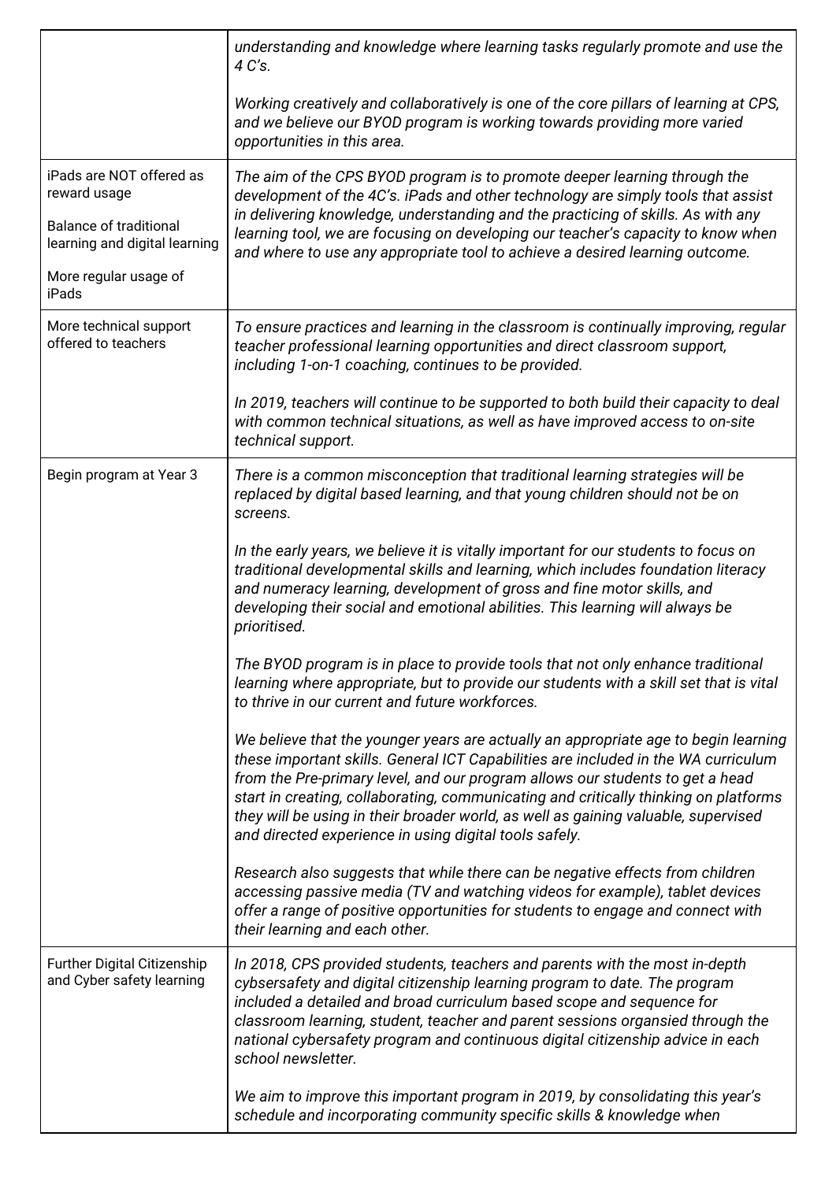| | |
|---|---|
| | *understanding and knowledge where learning tasks regularly promote and use the 4 C's.*<br><br>*Working creatively and collaboratively is one of the core pillars of learning at CPS, and we believe our BYOD program is working towards providing more varied opportunities in this area.* |
| iPads are NOT offered as reward usage<br><br>Balance of traditional learning and digital learning<br><br>More regular usage of iPads | *The aim of the CPS BYOD program is to promote deeper learning through the development of the 4C's. iPads and other technology are simply tools that assist in delivering knowledge, understanding and the practicing of skills. As with any learning tool, we are focusing on developing our teacher's capacity to know when and where to use any appropriate tool to achieve a desired learning outcome.* |
| More technical support offered to teachers | *To ensure practices and learning in the classroom is continually improving, regular teacher professional learning opportunities and direct classroom support, including 1-on-1 coaching, continues to be provided.*<br><br>*In 2019, teachers will continue to be supported to both build their capacity to deal with common technical situations, as well as have improved access to on-site technical support.* |
| Begin program at Year 3 | *There is a common misconception that traditional learning strategies will be replaced by digital based learning, and that young children should not be on screens.*<br><br>*In the early years, we believe it is vitally important for our students to focus on traditional developmental skills and learning, which includes foundation literacy and numeracy learning, development of gross and fine motor skills, and developing their social and emotional abilities. This learning will always be prioritised.*<br><br>*The BYOD program is in place to provide tools that not only enhance traditional learning where appropriate, but to provide our students with a skill set that is vital to thrive in our current and future workforces.*<br><br>*We believe that the younger years are actually an appropriate age to begin learning these important skills. General ICT Capabilities are included in the WA curriculum from the Pre-primary level, and our program allows our students to get a head start in creating, collaborating, communicating and critically thinking on platforms they will be using in their broader world, as well as gaining valuable, supervised and directed experience in using digital tools safely.*<br><br>*Research also suggests that while there can be negative effects from children accessing passive media (TV and watching videos for example), tablet devices offer a range of positive opportunities for students to engage and connect with their learning and each other.* |
| Further Digital Citizenship and Cyber safety learning | *In 2018, CPS provided students, teachers and parents with the most in-depth cybsersafety and digital citizenship learning program to date. The program included a detailed and broad curriculum based scope and sequence for classroom learning, student, teacher and parent sessions organsied through the national cybersafety program and continuous digital citizenship advice in each school newsletter.*<br><br>*We aim to improve this important program in 2019, by consolidating this year's schedule and incorporating community specific skills & knowledge when* |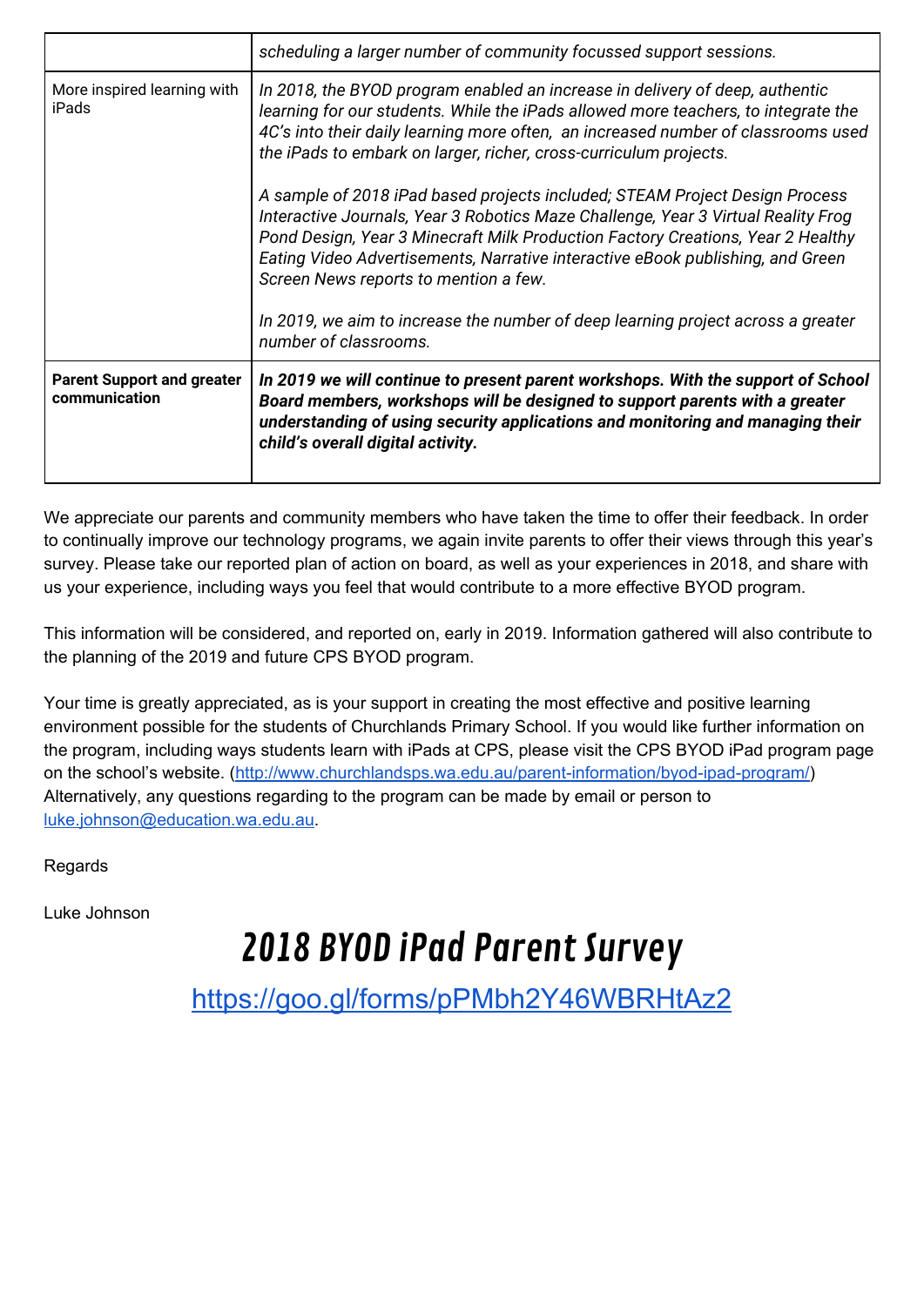|  |  |
| --- | --- |
|  | *scheduling a larger number of community focussed support sessions.* |
| More inspired learning with iPads | *In 2018, the BYOD program enabled an increase in delivery of deep, authentic learning for our students. While the iPads allowed more teachers, to integrate the 4C's into their daily learning more often,  an increased number of classrooms used the iPads to embark on larger, richer, cross-curriculum projects.*<br><br>*A sample of 2018 iPad based projects included; STEAM Project Design Process Interactive Journals, Year 3 Robotics Maze Challenge, Year 3 Virtual Reality Frog Pond Design, Year 3 Minecraft Milk Production Factory Creations, Year 2 Healthy Eating Video Advertisements, Narrative interactive eBook publishing, and Green Screen News reports to mention a few.*<br><br>*In 2019, we aim to increase the number of deep learning project across a greater number of classrooms.* |
| **Parent Support and greater communication** | ***In 2019 we will continue to present parent workshops. With the support of School Board members, workshops will be designed to support parents with a greater understanding of using security applications and monitoring and managing their child's overall digital activity.*** |

We appreciate our parents and community members who have taken the time to offer their feedback. In order to continually improve our technology programs, we again invite parents to offer their views through this year's survey. Please take our reported plan of action on board, as well as your experiences in 2018, and share with us your experience, including ways you feel that would contribute to a more effective BYOD program.

This information will be considered, and reported on, early in 2019. Information gathered will also contribute to the planning of the 2019 and future CPS BYOD program.

Your time is greatly appreciated, as is your support in creating the most effective and positive learning environment possible for the students of Churchlands Primary School. If you would like further information on the program, including ways students learn with iPads at CPS, please visit the CPS BYOD iPad program page on the school's website. (http://www.churchlandsps.wa.edu.au/parent-information/byod-ipad-program/) Alternatively, any questions regarding to the program can be made by email or person to luke.johnson@education.wa.edu.au.

Regards

Luke Johnson

# 2018 BYOD iPad Parent Survey

https://goo.gl/forms/pPMbh2Y46WBRHtAz2